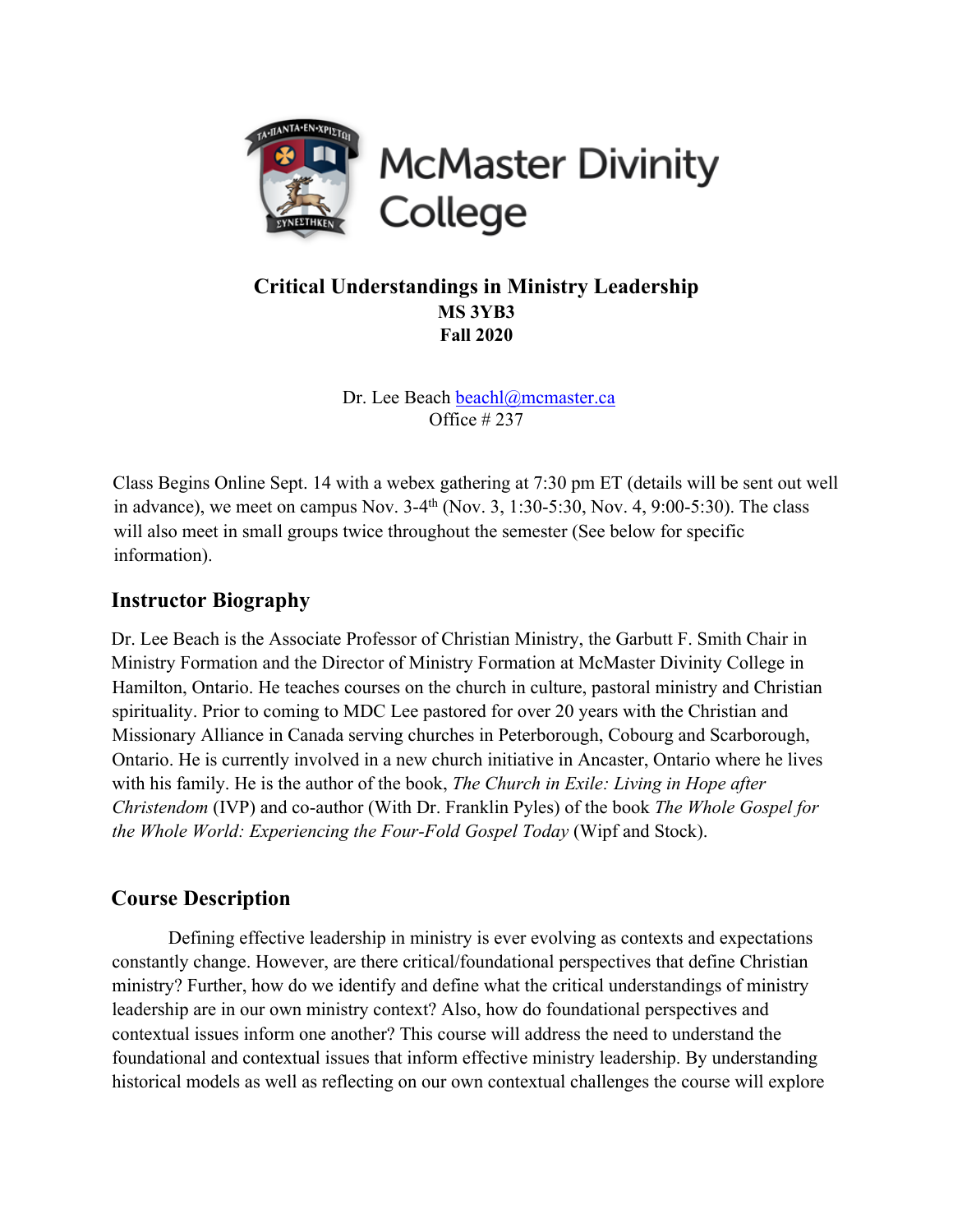McMaster Divinity College

**Critical Understandings in Ministry Leadership**
**MS 3YB3**
**Fall 2020**

Dr. Lee Beach beachl@mcmaster.ca
Office # 237

Class Begins Online Sept. 14 with a webex gathering at 7:30 pm ET (details will be sent out well in advance), we meet on campus Nov. 3-4th (Nov. 3, 1:30-5:30, Nov. 4, 9:00-5:30). The class will also meet in small groups twice throughout the semester (See below for specific information).

## Instructor Biography

Dr. Lee Beach is the Associate Professor of Christian Ministry, the Garbutt F. Smith Chair in Ministry Formation and the Director of Ministry Formation at McMaster Divinity College in Hamilton, Ontario. He teaches courses on the church in culture, pastoral ministry and Christian spirituality. Prior to coming to MDC Lee pastored for over 20 years with the Christian and Missionary Alliance in Canada serving churches in Peterborough, Cobourg and Scarborough, Ontario. He is currently involved in a new church initiative in Ancaster, Ontario where he lives with his family. He is the author of the book, *The Church in Exile: Living in Hope after Christendom* (IVP) and co-author (With Dr. Franklin Pyles) of the book *The Whole Gospel for the Whole World: Experiencing the Four-Fold Gospel Today* (Wipf and Stock).

## Course Description

Defining effective leadership in ministry is ever evolving as contexts and expectations constantly change. However, are there critical/foundational perspectives that define Christian ministry? Further, how do we identify and define what the critical understandings of ministry leadership are in our own ministry context? Also, how do foundational perspectives and contextual issues inform one another? This course will address the need to understand the foundational and contextual issues that inform effective ministry leadership. By understanding historical models as well as reflecting on our own contextual challenges the course will explore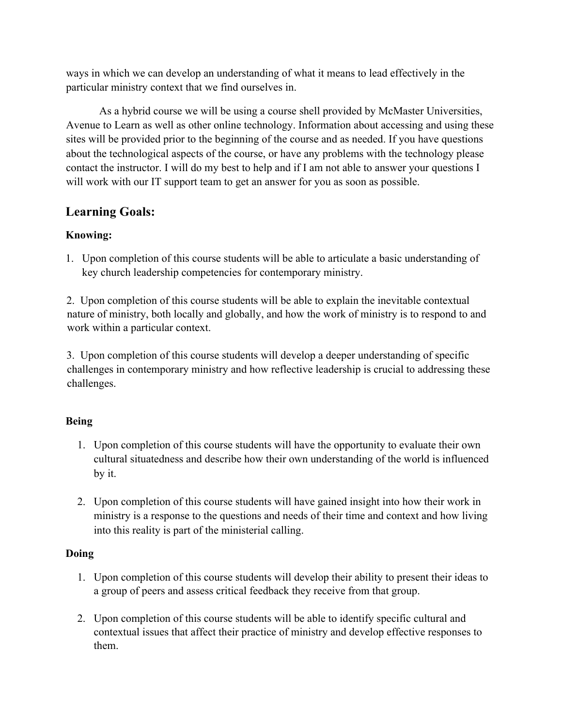ways in which we can develop an understanding of what it means to lead effectively in the particular ministry context that we find ourselves in.

As a hybrid course we will be using a course shell provided by McMaster Universities, Avenue to Learn as well as other online technology. Information about accessing and using these sites will be provided prior to the beginning of the course and as needed. If you have questions about the technological aspects of the course, or have any problems with the technology please contact the instructor. I will do my best to help and if I am not able to answer your questions I will work with our IT support team to get an answer for you as soon as possible.

## Learning Goals:

**Knowing:**

1. Upon completion of this course students will be able to articulate a basic understanding of key church leadership competencies for contemporary ministry.

2. Upon completion of this course students will be able to explain the inevitable contextual nature of ministry, both locally and globally, and how the work of ministry is to respond to and work within a particular context.

3. Upon completion of this course students will develop a deeper understanding of specific challenges in contemporary ministry and how reflective leadership is crucial to addressing these challenges.

**Being**

1. Upon completion of this course students will have the opportunity to evaluate their own cultural situatedness and describe how their own understanding of the world is influenced by it.

2. Upon completion of this course students will have gained insight into how their work in ministry is a response to the questions and needs of their time and context and how living into this reality is part of the ministerial calling.

**Doing**

1. Upon completion of this course students will develop their ability to present their ideas to a group of peers and assess critical feedback they receive from that group.

2. Upon completion of this course students will be able to identify specific cultural and contextual issues that affect their practice of ministry and develop effective responses to them.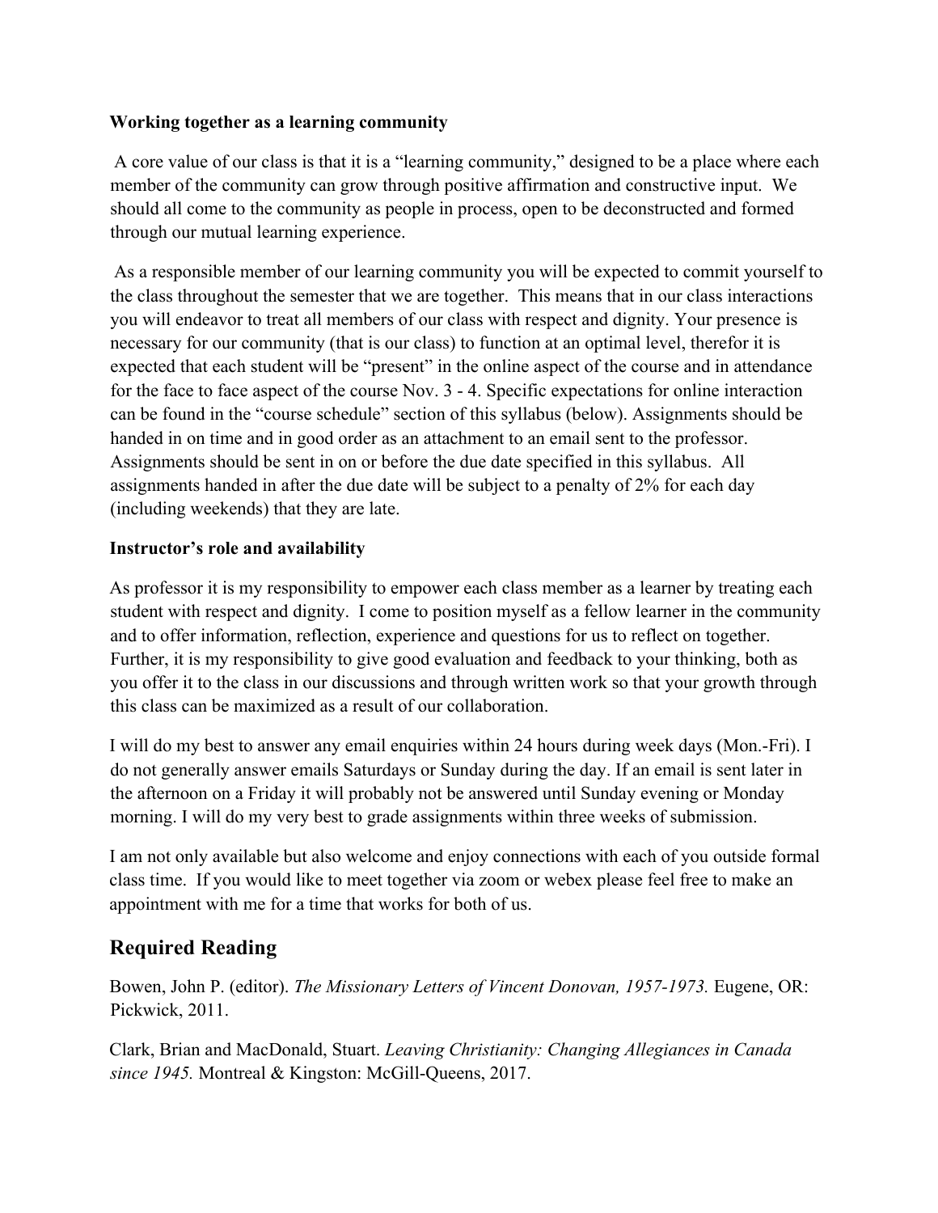**Working together as a learning community**

A core value of our class is that it is a "learning community," designed to be a place where each member of the community can grow through positive affirmation and constructive input. We should all come to the community as people in process, open to be deconstructed and formed through our mutual learning experience.

As a responsible member of our learning community you will be expected to commit yourself to the class throughout the semester that we are together. This means that in our class interactions you will endeavor to treat all members of our class with respect and dignity. Your presence is necessary for our community (that is our class) to function at an optimal level, therefor it is expected that each student will be "present" in the online aspect of the course and in attendance for the face to face aspect of the course Nov. 3 - 4. Specific expectations for online interaction can be found in the "course schedule" section of this syllabus (below). Assignments should be handed in on time and in good order as an attachment to an email sent to the professor. Assignments should be sent in on or before the due date specified in this syllabus. All assignments handed in after the due date will be subject to a penalty of 2% for each day (including weekends) that they are late.

**Instructor's role and availability**

As professor it is my responsibility to empower each class member as a learner by treating each student with respect and dignity. I come to position myself as a fellow learner in the community and to offer information, reflection, experience and questions for us to reflect on together. Further, it is my responsibility to give good evaluation and feedback to your thinking, both as you offer it to the class in our discussions and through written work so that your growth through this class can be maximized as a result of our collaboration.

I will do my best to answer any email enquiries within 24 hours during week days (Mon.-Fri). I do not generally answer emails Saturdays or Sunday during the day. If an email is sent later in the afternoon on a Friday it will probably not be answered until Sunday evening or Monday morning. I will do my very best to grade assignments within three weeks of submission.

I am not only available but also welcome and enjoy connections with each of you outside formal class time. If you would like to meet together via zoom or webex please feel free to make an appointment with me for a time that works for both of us.

## Required Reading

Bowen, John P. (editor). *The Missionary Letters of Vincent Donovan, 1957-1973.* Eugene, OR: Pickwick, 2011.

Clark, Brian and MacDonald, Stuart. *Leaving Christianity: Changing Allegiances in Canada since 1945.* Montreal & Kingston: McGill-Queens, 2017.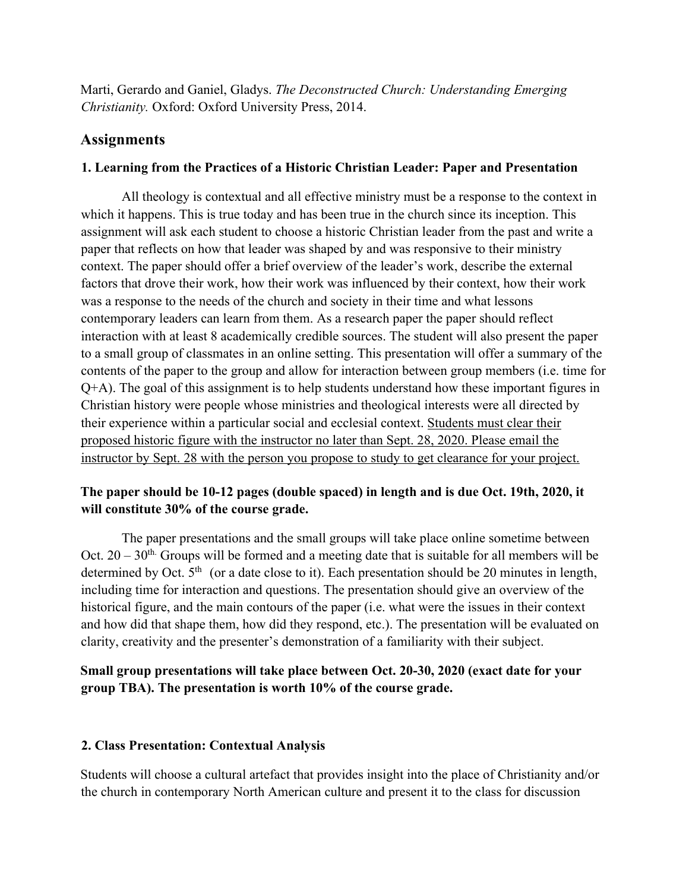Marti, Gerardo and Ganiel, Gladys. *The Deconstructed Church: Understanding Emerging Christianity.* Oxford: Oxford University Press, 2014.

## Assignments

### 1. Learning from the Practices of a Historic Christian Leader: Paper and Presentation

All theology is contextual and all effective ministry must be a response to the context in which it happens. This is true today and has been true in the church since its inception. This assignment will ask each student to choose a historic Christian leader from the past and write a paper that reflects on how that leader was shaped by and was responsive to their ministry context. The paper should offer a brief overview of the leader's work, describe the external factors that drove their work, how their work was influenced by their context, how their work was a response to the needs of the church and society in their time and what lessons contemporary leaders can learn from them. As a research paper the paper should reflect interaction with at least 8 academically credible sources. The student will also present the paper to a small group of classmates in an online setting. This presentation will offer a summary of the contents of the paper to the group and allow for interaction between group members (i.e. time for Q+A). The goal of this assignment is to help students understand how these important figures in Christian history were people whose ministries and theological interests were all directed by their experience within a particular social and ecclesial context. <u>Students must clear their proposed historic figure with the instructor no later than Sept. 28, 2020. Please email the instructor by Sept. 28 with the person you propose to study to get clearance for your project.</u>

**The paper should be 10-12 pages (double spaced) in length and is due Oct. 19th, 2020, it will constitute 30% of the course grade.**

The paper presentations and the small groups will take place online sometime between Oct. 20 – 30th. Groups will be formed and a meeting date that is suitable for all members will be determined by Oct. 5th (or a date close to it). Each presentation should be 20 minutes in length, including time for interaction and questions. The presentation should give an overview of the historical figure, and the main contours of the paper (i.e. what were the issues in their context and how did that shape them, how did they respond, etc.). The presentation will be evaluated on clarity, creativity and the presenter's demonstration of a familiarity with their subject.

**Small group presentations will take place between Oct. 20-30, 2020 (exact date for your group TBA). The presentation is worth 10% of the course grade.**

### 2. Class Presentation: Contextual Analysis

Students will choose a cultural artefact that provides insight into the place of Christianity and/or the church in contemporary North American culture and present it to the class for discussion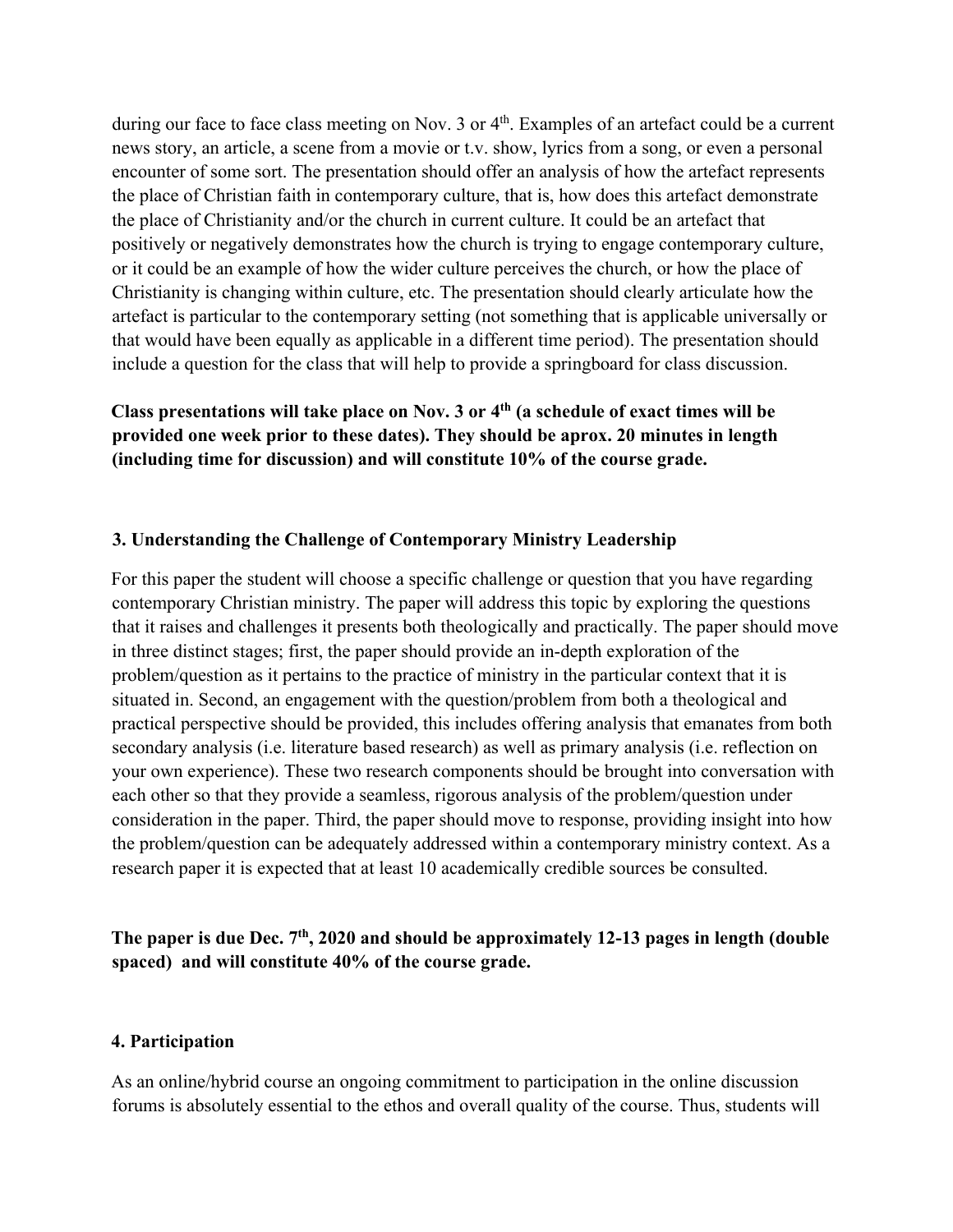during our face to face class meeting on Nov. 3 or 4th. Examples of an artefact could be a current news story, an article, a scene from a movie or t.v. show, lyrics from a song, or even a personal encounter of some sort. The presentation should offer an analysis of how the artefact represents the place of Christian faith in contemporary culture, that is, how does this artefact demonstrate the place of Christianity and/or the church in current culture. It could be an artefact that positively or negatively demonstrates how the church is trying to engage contemporary culture, or it could be an example of how the wider culture perceives the church, or how the place of Christianity is changing within culture, etc. The presentation should clearly articulate how the artefact is particular to the contemporary setting (not something that is applicable universally or that would have been equally as applicable in a different time period). The presentation should include a question for the class that will help to provide a springboard for class discussion.

**Class presentations will take place on Nov. 3 or 4th (a schedule of exact times will be provided one week prior to these dates). They should be aprox. 20 minutes in length (including time for discussion) and will constitute 10% of the course grade.**

### 3. Understanding the Challenge of Contemporary Ministry Leadership

For this paper the student will choose a specific challenge or question that you have regarding contemporary Christian ministry. The paper will address this topic by exploring the questions that it raises and challenges it presents both theologically and practically. The paper should move in three distinct stages; first, the paper should provide an in-depth exploration of the problem/question as it pertains to the practice of ministry in the particular context that it is situated in. Second, an engagement with the question/problem from both a theological and practical perspective should be provided, this includes offering analysis that emanates from both secondary analysis (i.e. literature based research) as well as primary analysis (i.e. reflection on your own experience). These two research components should be brought into conversation with each other so that they provide a seamless, rigorous analysis of the problem/question under consideration in the paper. Third, the paper should move to response, providing insight into how the problem/question can be adequately addressed within a contemporary ministry context. As a research paper it is expected that at least 10 academically credible sources be consulted.

**The paper is due Dec. 7th, 2020 and should be approximately 12-13 pages in length (double spaced) and will constitute 40% of the course grade.**

### 4. Participation

As an online/hybrid course an ongoing commitment to participation in the online discussion forums is absolutely essential to the ethos and overall quality of the course. Thus, students will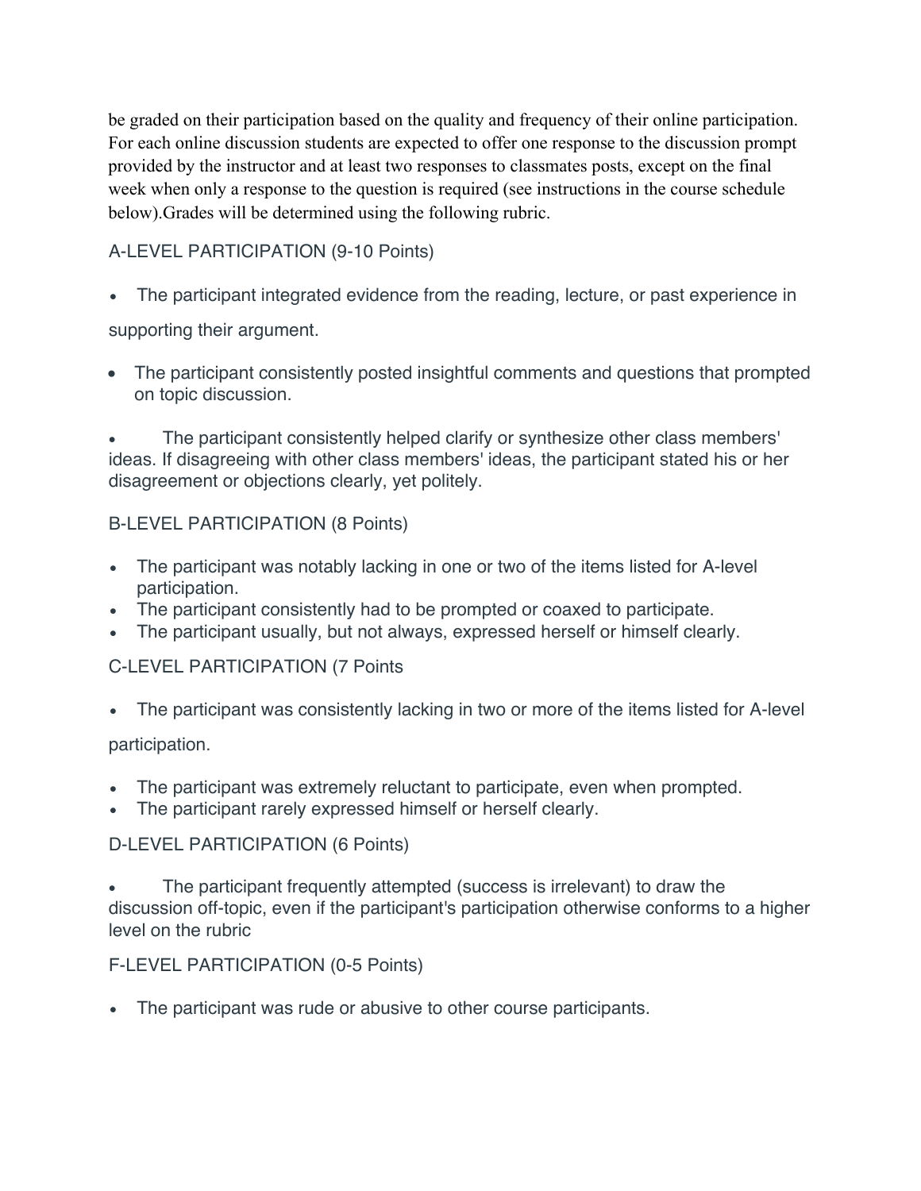be graded on their participation based on the quality and frequency of their online participation. For each online discussion students are expected to offer one response to the discussion prompt provided by the instructor and at least two responses to classmates posts, except on the final week when only a response to the question is required (see instructions in the course schedule below).Grades will be determined using the following rubric.

### A-LEVEL PARTICIPATION (9-10 Points)

- The participant integrated evidence from the reading, lecture, or past experience in supporting their argument.
- The participant consistently posted insightful comments and questions that prompted on topic discussion.
- The participant consistently helped clarify or synthesize other class members' ideas. If disagreeing with other class members' ideas, the participant stated his or her disagreement or objections clearly, yet politely.

### B-LEVEL PARTICIPATION (8 Points)

- The participant was notably lacking in one or two of the items listed for A-level participation.
- The participant consistently had to be prompted or coaxed to participate.
- The participant usually, but not always, expressed herself or himself clearly.

### C-LEVEL PARTICIPATION (7 Points

- The participant was consistently lacking in two or more of the items listed for A-level participation.
- The participant was extremely reluctant to participate, even when prompted.
- The participant rarely expressed himself or herself clearly.

### D-LEVEL PARTICIPATION (6 Points)

- The participant frequently attempted (success is irrelevant) to draw the discussion off-topic, even if the participant's participation otherwise conforms to a higher level on the rubric

### F-LEVEL PARTICIPATION (0-5 Points)

- The participant was rude or abusive to other course participants.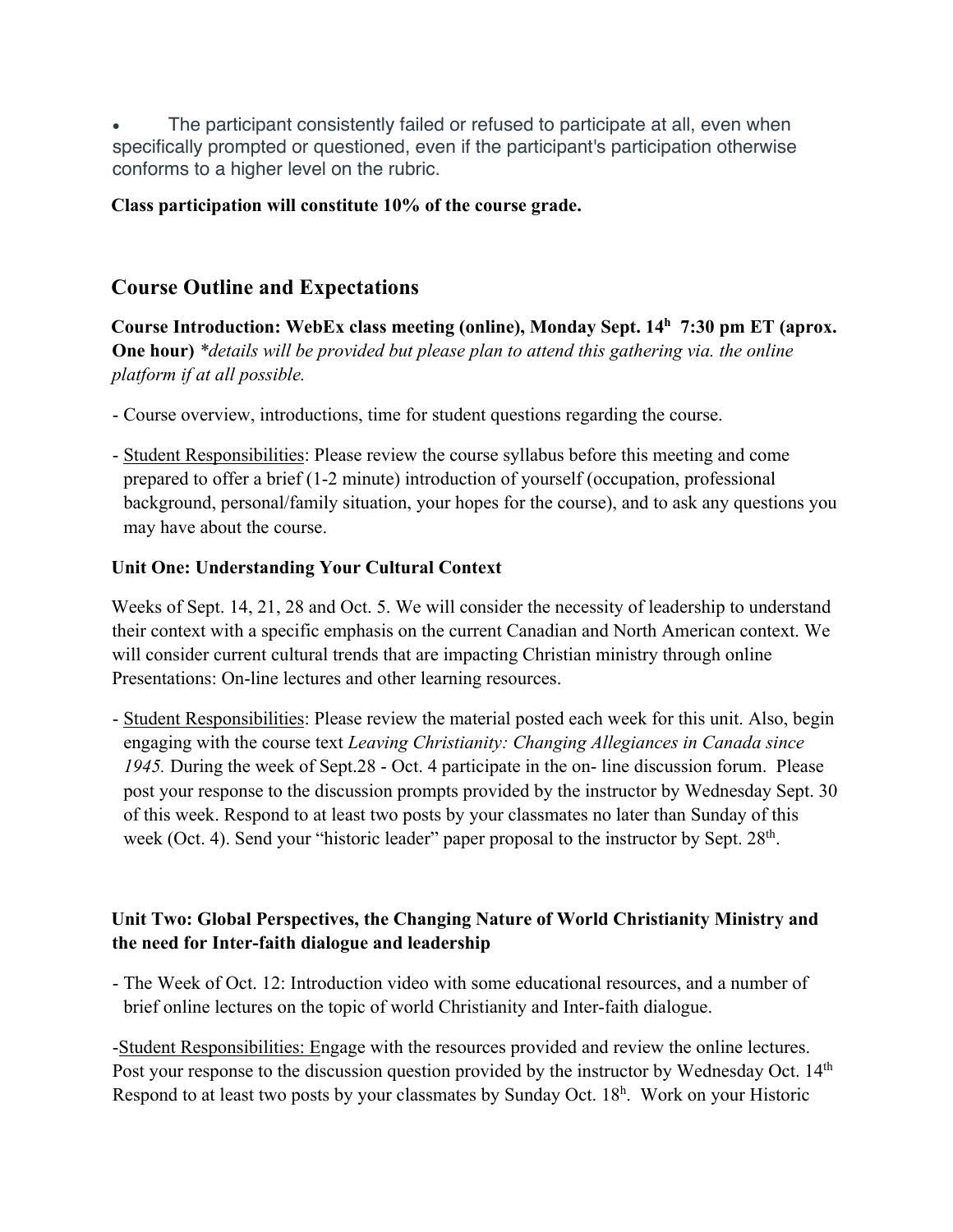- The participant consistently failed or refused to participate at all, even when specifically prompted or questioned, even if the participant's participation otherwise conforms to a higher level on the rubric.

**Class participation will constitute 10% of the course grade.**

## Course Outline and Expectations

**Course Introduction: WebEx class meeting (online), Monday Sept. 14h 7:30 pm ET (aprox. One hour)** *\*details will be provided but please plan to attend this gathering via. the online platform if at all possible.*

- Course overview, introductions, time for student questions regarding the course.
- Student Responsibilities: Please review the course syllabus before this meeting and come prepared to offer a brief (1-2 minute) introduction of yourself (occupation, professional background, personal/family situation, your hopes for the course), and to ask any questions you may have about the course.

**Unit One: Understanding Your Cultural Context**

Weeks of Sept. 14, 21, 28 and Oct. 5. We will consider the necessity of leadership to understand their context with a specific emphasis on the current Canadian and North American context. We will consider current cultural trends that are impacting Christian ministry through online Presentations: On-line lectures and other learning resources.

- Student Responsibilities: Please review the material posted each week for this unit. Also, begin engaging with the course text *Leaving Christianity: Changing Allegiances in Canada since 1945.* During the week of Sept.28 - Oct. 4 participate in the on- line discussion forum. Please post your response to the discussion prompts provided by the instructor by Wednesday Sept. 30 of this week. Respond to at least two posts by your classmates no later than Sunday of this week (Oct. 4). Send your "historic leader" paper proposal to the instructor by Sept. 28th.

**Unit Two: Global Perspectives, the Changing Nature of World Christianity Ministry and the need for Inter-faith dialogue and leadership**

- The Week of Oct. 12: Introduction video with some educational resources, and a number of brief online lectures on the topic of world Christianity and Inter-faith dialogue.

-Student Responsibilities: Engage with the resources provided and review the online lectures. Post your response to the discussion question provided by the instructor by Wednesday Oct. 14th Respond to at least two posts by your classmates by Sunday Oct. 18h. Work on your Historic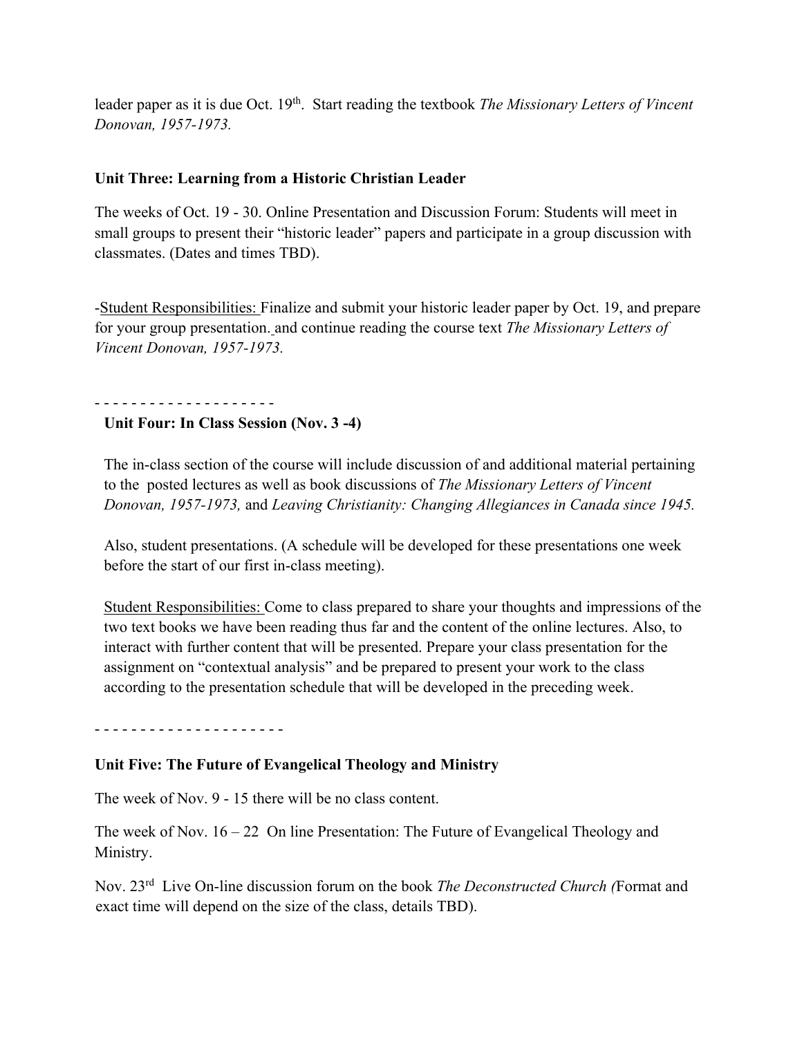leader paper as it is due Oct. 19th. Start reading the textbook *The Missionary Letters of Vincent Donovan, 1957-1973.*

**Unit Three: Learning from a Historic Christian Leader**

The weeks of Oct. 19 - 30. Online Presentation and Discussion Forum: Students will meet in small groups to present their "historic leader" papers and participate in a group discussion with classmates. (Dates and times TBD).

-Student Responsibilities: Finalize and submit your historic leader paper by Oct. 19, and prepare for your group presentation. and continue reading the course text *The Missionary Letters of Vincent Donovan, 1957-1973.*

- - - - - - - - - - - - - - - - - - -

**Unit Four: In Class Session (Nov. 3 -4)**

The in-class section of the course will include discussion of and additional material pertaining to the posted lectures as well as book discussions of *The Missionary Letters of Vincent Donovan, 1957-1973,* and *Leaving Christianity: Changing Allegiances in Canada since 1945.*

Also, student presentations. (A schedule will be developed for these presentations one week before the start of our first in-class meeting).

Student Responsibilities: Come to class prepared to share your thoughts and impressions of the two text books we have been reading thus far and the content of the online lectures. Also, to interact with further content that will be presented. Prepare your class presentation for the assignment on "contextual analysis" and be prepared to present your work to the class according to the presentation schedule that will be developed in the preceding week.

- - - - - - - - - - - - - - - - - - - -

**Unit Five: The Future of Evangelical Theology and Ministry**

The week of Nov. 9 - 15 there will be no class content.

The week of Nov. 16 – 22 On line Presentation: The Future of Evangelical Theology and Ministry.

Nov. 23rd Live On-line discussion forum on the book *The Deconstructed Church (*Format and exact time will depend on the size of the class, details TBD).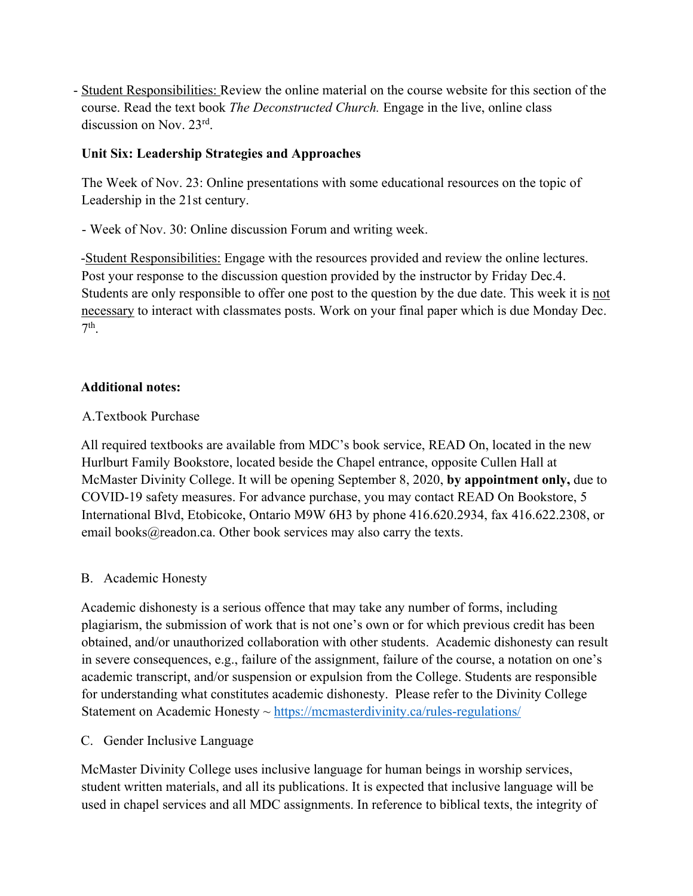- Student Responsibilities: Review the online material on the course website for this section of the course. Read the text book *The Deconstructed Church.* Engage in the live, online class discussion on Nov. 23rd.

**Unit Six: Leadership Strategies and Approaches**

The Week of Nov. 23: Online presentations with some educational resources on the topic of Leadership in the 21st century.

- Week of Nov. 30: Online discussion Forum and writing week.

-Student Responsibilities: Engage with the resources provided and review the online lectures. Post your response to the discussion question provided by the instructor by Friday Dec.4. Students are only responsible to offer one post to the question by the due date. This week it is not necessary to interact with classmates posts. Work on your final paper which is due Monday Dec. 7th.

**Additional notes:**

A. Textbook Purchase

All required textbooks are available from MDC's book service, READ On, located in the new Hurlburt Family Bookstore, located beside the Chapel entrance, opposite Cullen Hall at McMaster Divinity College. It will be opening September 8, 2020, **by appointment only,** due to COVID-19 safety measures. For advance purchase, you may contact READ On Bookstore, 5 International Blvd, Etobicoke, Ontario M9W 6H3 by phone 416.620.2934, fax 416.622.2308, or email books@readon.ca. Other book services may also carry the texts.

B. Academic Honesty

Academic dishonesty is a serious offence that may take any number of forms, including plagiarism, the submission of work that is not one's own or for which previous credit has been obtained, and/or unauthorized collaboration with other students. Academic dishonesty can result in severe consequences, e.g., failure of the assignment, failure of the course, a notation on one's academic transcript, and/or suspension or expulsion from the College. Students are responsible for understanding what constitutes academic dishonesty. Please refer to the Divinity College Statement on Academic Honesty ~ https://mcmasterdivinity.ca/rules-regulations/

C. Gender Inclusive Language

McMaster Divinity College uses inclusive language for human beings in worship services, student written materials, and all its publications. It is expected that inclusive language will be used in chapel services and all MDC assignments. In reference to biblical texts, the integrity of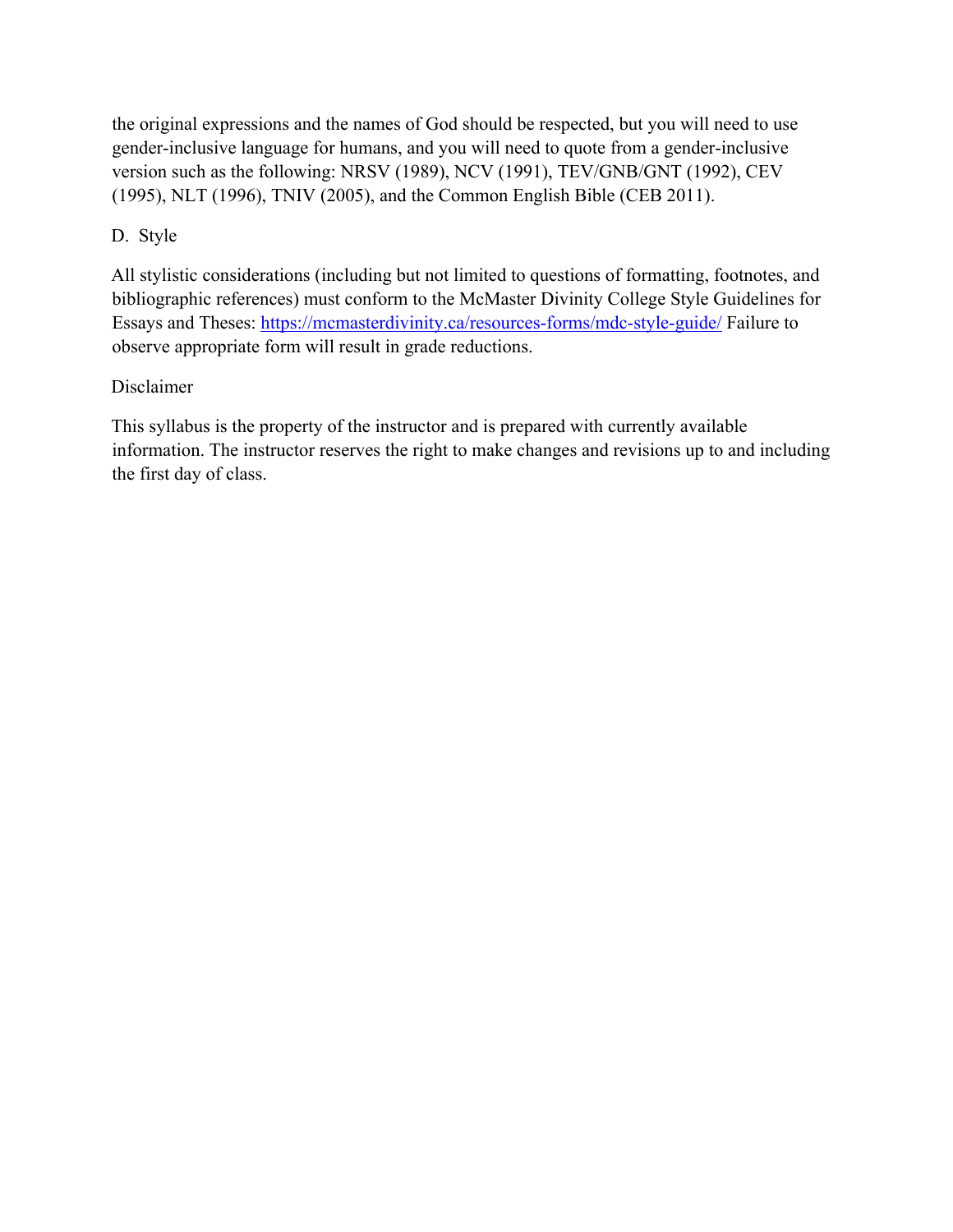the original expressions and the names of God should be respected, but you will need to use gender-inclusive language for humans, and you will need to quote from a gender-inclusive version such as the following: NRSV (1989), NCV (1991), TEV/GNB/GNT (1992), CEV (1995), NLT (1996), TNIV (2005), and the Common English Bible (CEB 2011).

D. Style

All stylistic considerations (including but not limited to questions of formatting, footnotes, and bibliographic references) must conform to the McMaster Divinity College Style Guidelines for Essays and Theses: https://mcmasterdivinity.ca/resources-forms/mdc-style-guide/ Failure to observe appropriate form will result in grade reductions.

Disclaimer

This syllabus is the property of the instructor and is prepared with currently available information. The instructor reserves the right to make changes and revisions up to and including the first day of class.